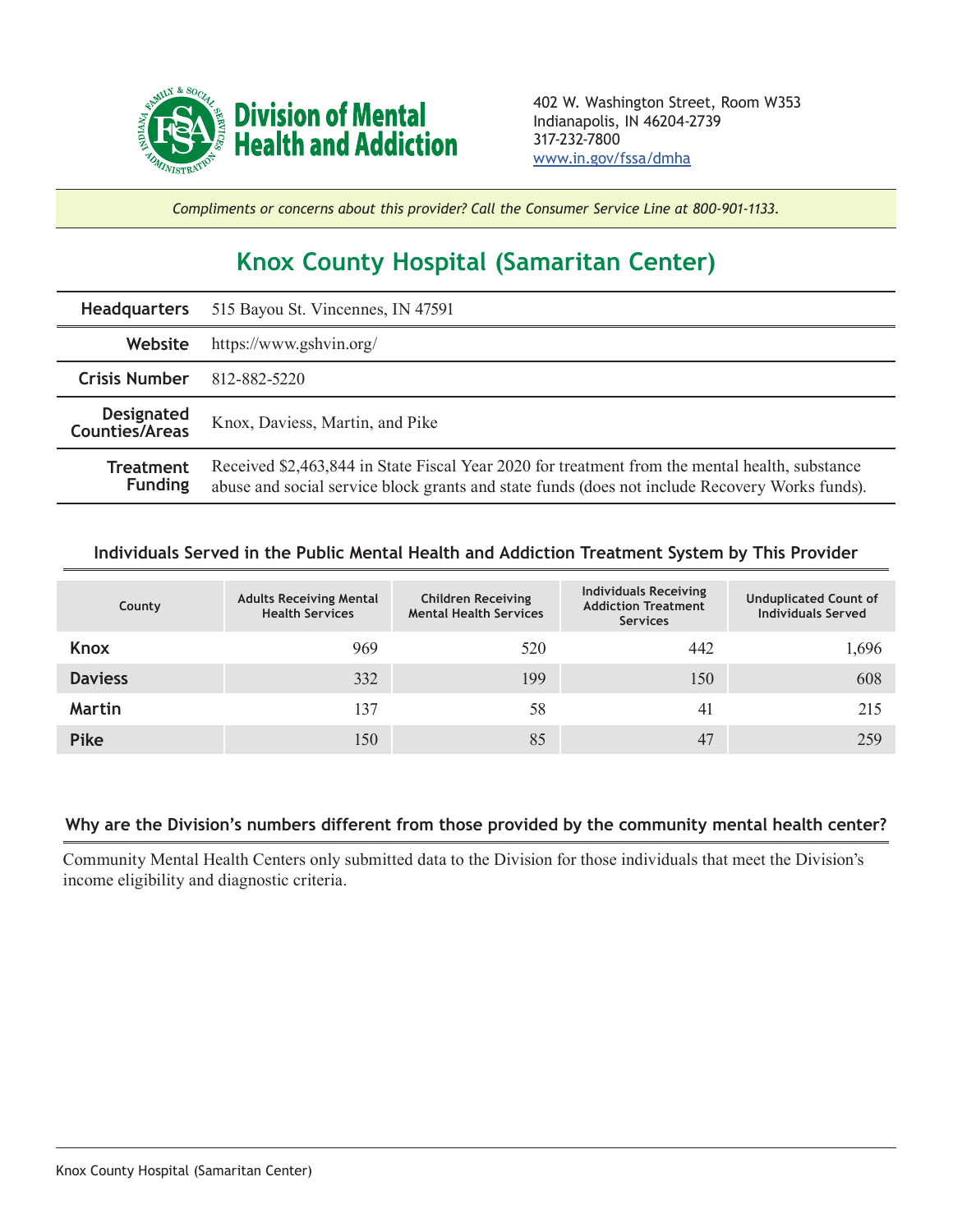Division of Mental Health and Addiction

402 W. Washington Street, Room W353
Indianapolis, IN 46204-2739
317-232-7800
www.in.gov/fssa/dmha

*Compliments or concerns about this provider? Call the Consumer Service Line at 800-901-1133.*

# Knox County Hospital (Samaritan Center)

| | |
|---|---|
| **Headquarters** | 515 Bayou St. Vincennes, IN 47591 |
| **Website** | https://www.gshvin.org/ |
| **Crisis Number** | 812-882-5220 |
| **Designated Counties/Areas** | Knox, Daviess, Martin, and Pike |
| **Treatment Funding** | Received $2,463,844 in State Fiscal Year 2020 for treatment from the mental health, substance abuse and social service block grants and state funds (does not include Recovery Works funds). |

## Individuals Served in the Public Mental Health and Addiction Treatment System by This Provider

| County | Adults Receiving Mental Health Services | Children Receiving Mental Health Services | Individuals Receiving Addiction Treatment Services | Unduplicated Count of Individuals Served |
|---|---|---|---|---|
| **Knox** | 969 | 520 | 442 | 1,696 |
| **Daviess** | 332 | 199 | 150 | 608 |
| **Martin** | 137 | 58 | 41 | 215 |
| **Pike** | 150 | 85 | 47 | 259 |

## Why are the Division's numbers different from those provided by the community mental health center?

Community Mental Health Centers only submitted data to the Division for those individuals that meet the Division's income eligibility and diagnostic criteria.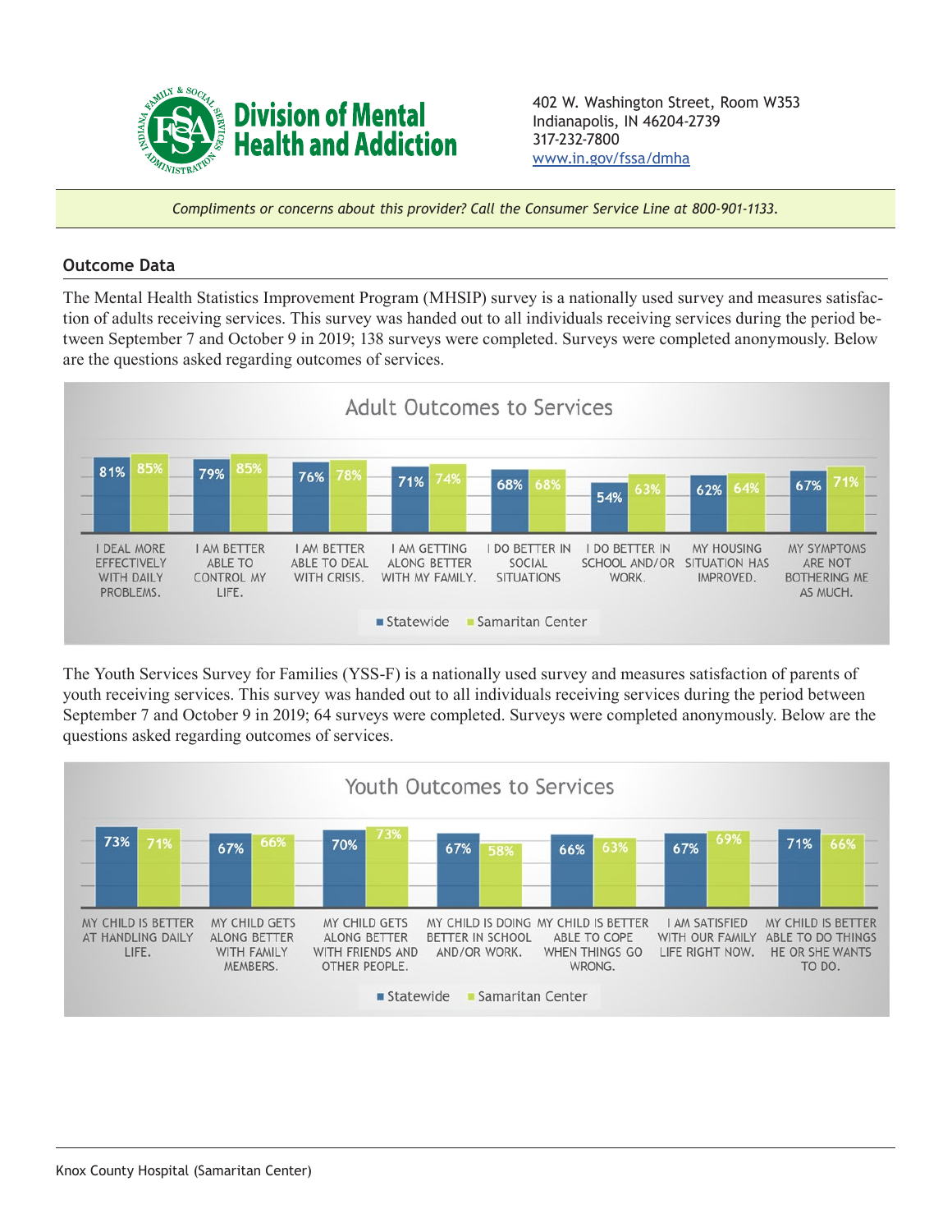Division of Mental Health and Addiction

402 W. Washington Street, Room W353
Indianapolis, IN 46204-2739
317-232-7800
www.in.gov/fssa/dmha

*Compliments or concerns about this provider? Call the Consumer Service Line at 800-901-1133.*

## Outcome Data

The Mental Health Statistics Improvement Program (MHSIP) survey is a nationally used survey and measures satisfaction of adults receiving services. This survey was handed out to all individuals receiving services during the period between September 7 and October 9 in 2019; 138 surveys were completed. Surveys were completed anonymously. Below are the questions asked regarding outcomes of services.

Adult Outcomes to Services

I DEAL MORE EFFECTIVELY WITH DAILY PROBLEMS. 81% 85%

I AM BETTER ABLE TO CONTROL MY LIFE. 79% 85%

I AM BETTER ABLE TO DEAL WITH CRISIS. 76% 78%

I AM GETTING ALONG BETTER WITH MY FAMILY. 71% 74%

I DO BETTER IN SOCIAL SITUATIONS 68% 68%

I DO BETTER IN SCHOOL AND/OR WORK. 54% 63%

MY HOUSING SITUATION HAS IMPROVED. 62% 64%

MY SYMPTOMS ARE NOT BOTHERING ME AS MUCH. 67% 71%

Statewide   Samaritan Center

The Youth Services Survey for Families (YSS-F) is a nationally used survey and measures satisfaction of parents of youth receiving services. This survey was handed out to all individuals receiving services during the period between September 7 and October 9 in 2019; 64 surveys were completed. Surveys were completed anonymously. Below are the questions asked regarding outcomes of services.

Youth Outcomes to Services

MY CHILD IS BETTER AT HANDLING DAILY LIFE. 73% 71%

MY CHILD GETS ALONG BETTER WITH FAMILY MEMBERS. 67% 66%

MY CHILD GETS ALONG BETTER WITH FRIENDS AND OTHER PEOPLE. 70% 73%

MY CHILD IS DOING BETTER IN SCHOOL AND/OR WORK. 67% 58%

MY CHILD IS BETTER ABLE TO COPE WHEN THINGS GO WRONG. 66% 63%

I AM SATISFIED WITH OUR FAMILY LIFE RIGHT NOW. 67% 69%

MY CHILD IS BETTER ABLE TO DO THINGS HE OR SHE WANTS TO DO. 71% 66%

Statewide   Samaritan Center

Knox County Hospital (Samaritan Center)